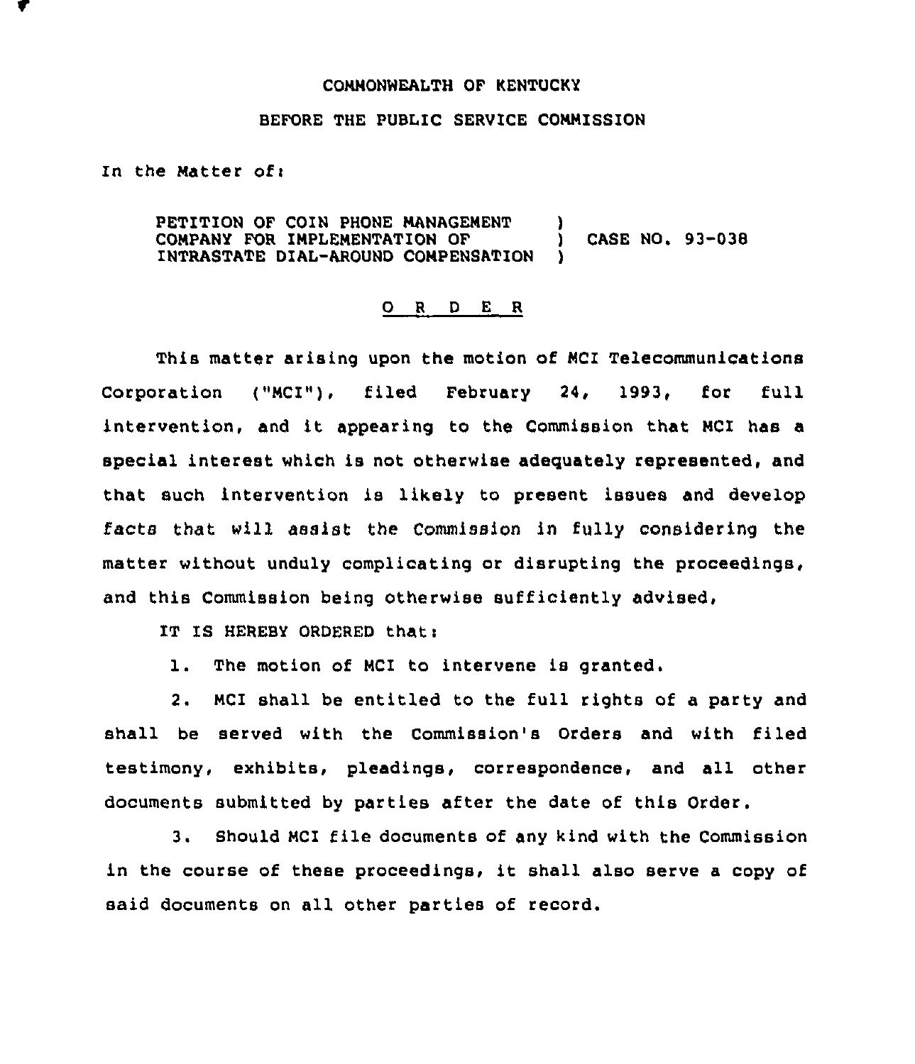COMMONWEALTH OF KENTUCKY

BEFORE THE PUBLIC SERVICE COMMISSION

In the Matter of:

PETITION OF COIN PHONE MANAGEMENT COMPANY FOR IMPLEMENTATION OF INTRASTATE DIAL-AROUND COMPENSATION ) CASE NO. 93-038

# O R D E R

This matter arising upon the motion of MCI Telecommunications Corporation ("MCI"), filed February 24, 1993, for full intervention, and it appearing to the Commission that MCI has a special interest which is not otherwise adequately represented, and that such intervention is likely to present issues and develop facts that will assist the Commission in fully considering the matter without unduly complicating or disrupting the proceedings, and this Commission being otherwise sufficiently advised,

IT IS HEREBY ORDERED that:

1. The motion of MCI to intervene is granted.

2. MCI shall be entitled to the full rights of a party and shall be served with the Commission's Orders and with filed testimony, exhibits, pleadings, correspondence, and all other documents submitted by parties after the date of this Order.

3. Should MCI file documents of any kind with the Commission in the course of these proceedings, it shall also serve a copy of said documents on all other parties of record.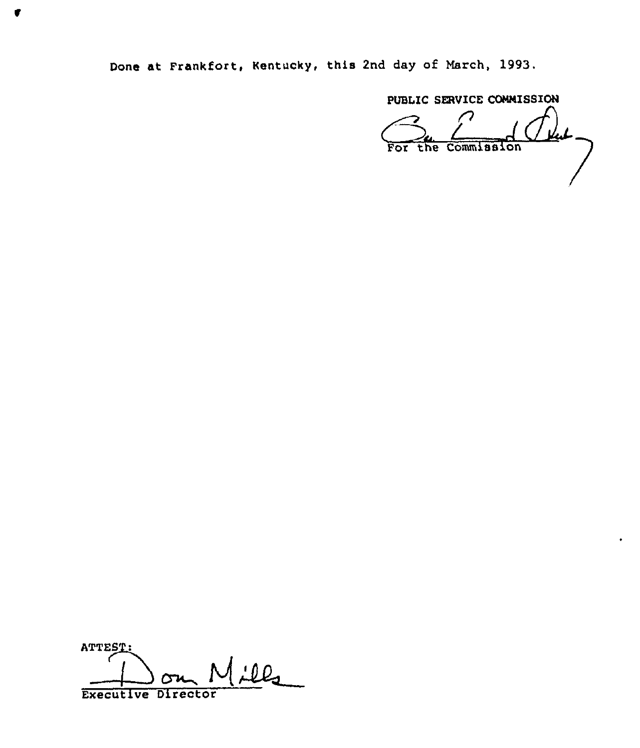Done at Frankfort, Kentucky, this 2nd day of March, 1993.

PUBLIC SERVICE COMMISSION

For the Commission

ATTEST:

Executive Director